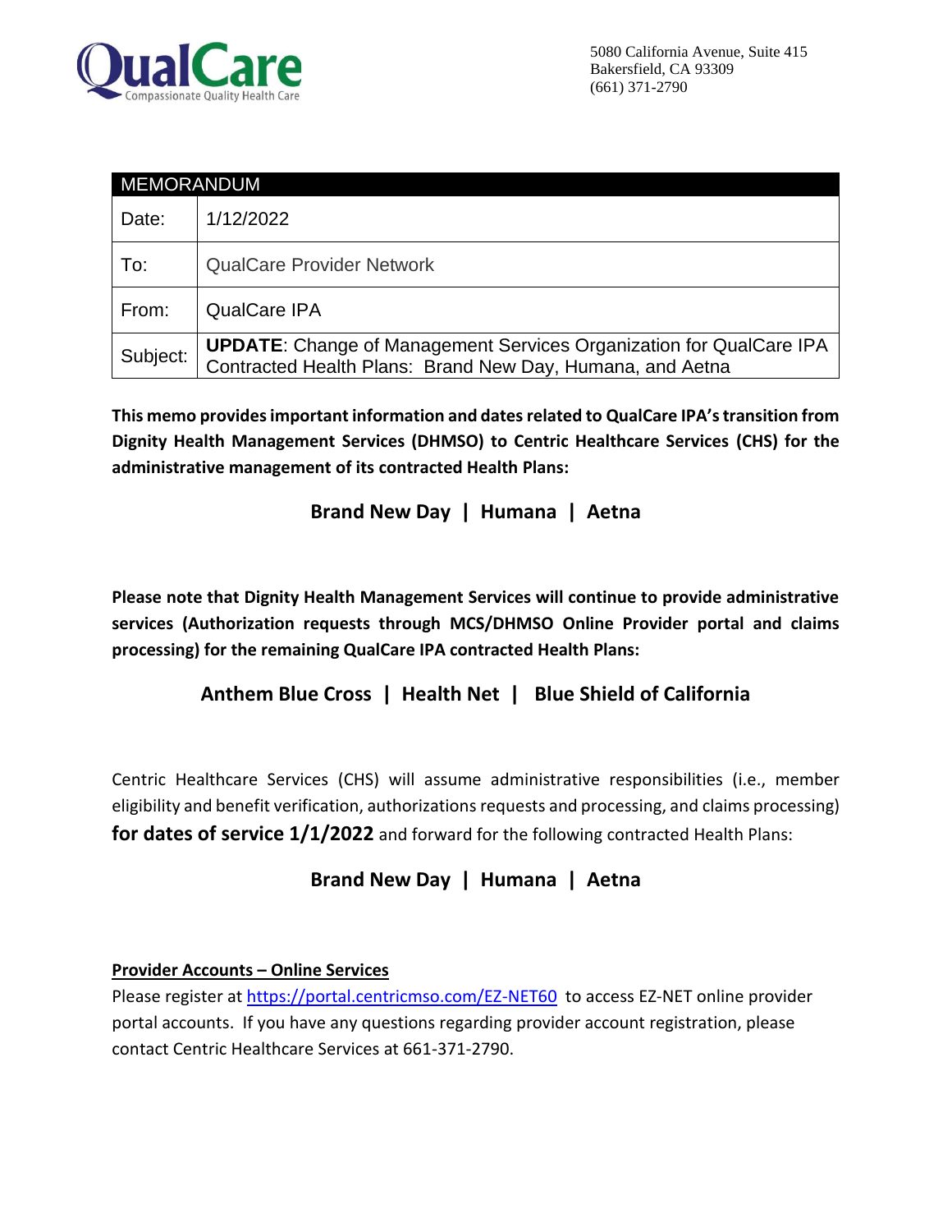QualCare
Compassionate Quality Health Care

5080 California Avenue, Suite 415
Bakersfield, CA 93309
(661) 371-2790

| MEMORANDUM | |
|---|---|
| Date: | 1/12/2022 |
| To: | QualCare Provider Network |
| From: | QualCare IPA |
| Subject: | **UPDATE**: Change of Management Services Organization for QualCare IPA Contracted Health Plans: Brand New Day, Humana, and Aetna |

**This memo provides important information and dates related to QualCare IPA's transition from Dignity Health Management Services (DHMSO) to Centric Healthcare Services (CHS) for the administrative management of its contracted Health Plans:**

**Brand New Day | Humana | Aetna**

**Please note that Dignity Health Management Services will continue to provide administrative services (Authorization requests through MCS/DHMSO Online Provider portal and claims processing) for the remaining QualCare IPA contracted Health Plans:**

**Anthem Blue Cross | Health Net | Blue Shield of California**

Centric Healthcare Services (CHS) will assume administrative responsibilities (i.e., member eligibility and benefit verification, authorizations requests and processing, and claims processing) **for dates of service 1/1/2022** and forward for the following contracted Health Plans:

**Brand New Day | Humana | Aetna**

**Provider Accounts – Online Services**

Please register at https://portal.centricmso.com/EZ-NET60 to access EZ-NET online provider portal accounts. If you have any questions regarding provider account registration, please contact Centric Healthcare Services at 661-371-2790.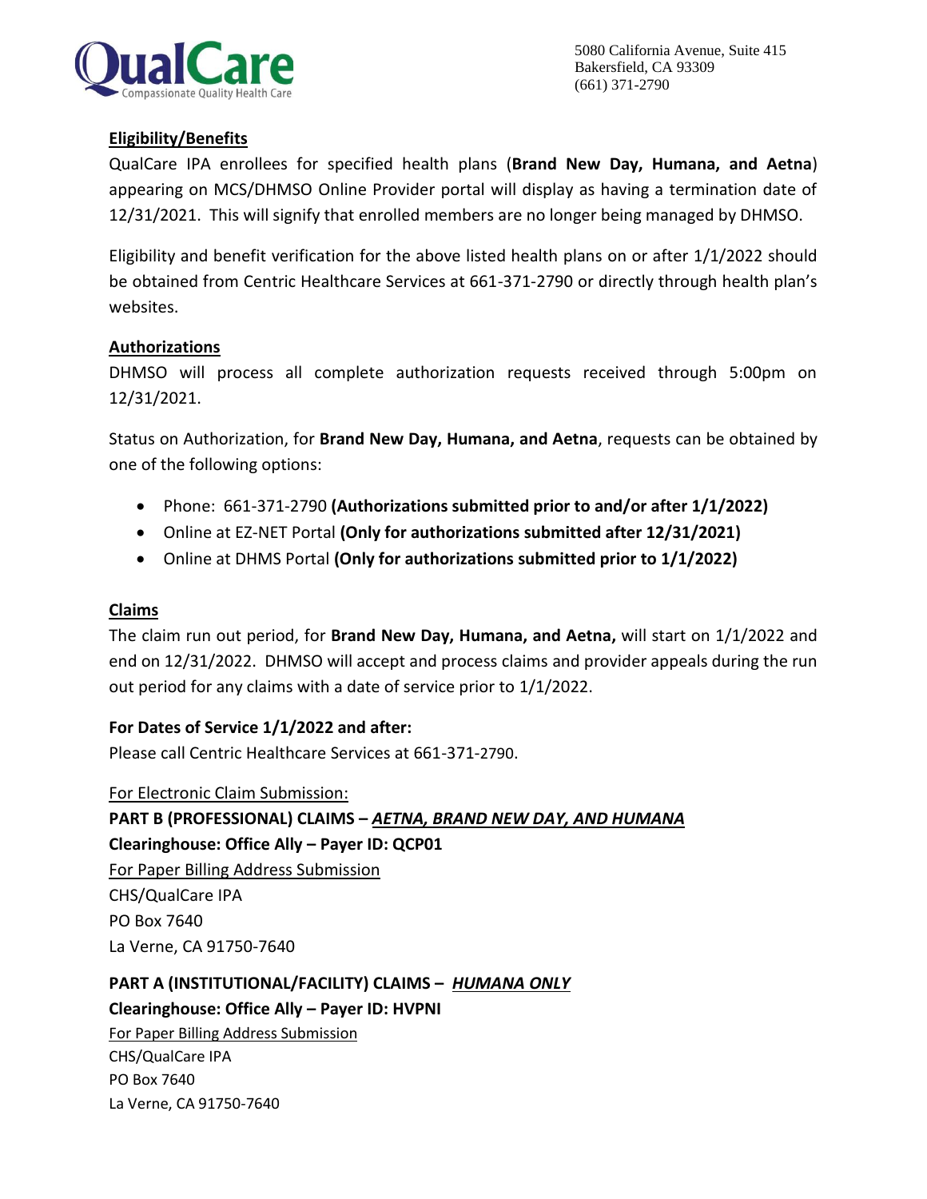QualCare
Compassionate Quality Health Care

5080 California Avenue, Suite 415
Bakersfield, CA 93309
(661) 371-2790

## Eligibility/Benefits

QualCare IPA enrollees for specified health plans (**Brand New Day, Humana, and Aetna**) appearing on MCS/DHMSO Online Provider portal will display as having a termination date of 12/31/2021. This will signify that enrolled members are no longer being managed by DHMSO.

Eligibility and benefit verification for the above listed health plans on or after 1/1/2022 should be obtained from Centric Healthcare Services at 661-371-2790 or directly through health plan's websites.

## Authorizations

DHMSO will process all complete authorization requests received through 5:00pm on 12/31/2021.

Status on Authorization, for **Brand New Day, Humana, and Aetna**, requests can be obtained by one of the following options:

- Phone: 661-371-2790 **(Authorizations submitted prior to and/or after 1/1/2022)**
- Online at EZ-NET Portal **(Only for authorizations submitted after 12/31/2021)**
- Online at DHMS Portal **(Only for authorizations submitted prior to 1/1/2022)**

## Claims

The claim run out period, for **Brand New Day, Humana, and Aetna,** will start on 1/1/2022 and end on 12/31/2022. DHMSO will accept and process claims and provider appeals during the run out period for any claims with a date of service prior to 1/1/2022.

**For Dates of Service 1/1/2022 and after:**
Please call Centric Healthcare Services at 661-371-2790.

For Electronic Claim Submission:

**PART B (PROFESSIONAL) CLAIMS – *AETNA, BRAND NEW DAY, AND HUMANA***
**Clearinghouse: Office Ally – Payer ID: QCP01**

For Paper Billing Address Submission
CHS/QualCare IPA
PO Box 7640
La Verne, CA 91750-7640

**PART A (INSTITUTIONAL/FACILITY) CLAIMS – *HUMANA ONLY***
**Clearinghouse: Office Ally – Payer ID: HVPNI**

For Paper Billing Address Submission
CHS/QualCare IPA
PO Box 7640
La Verne, CA 91750-7640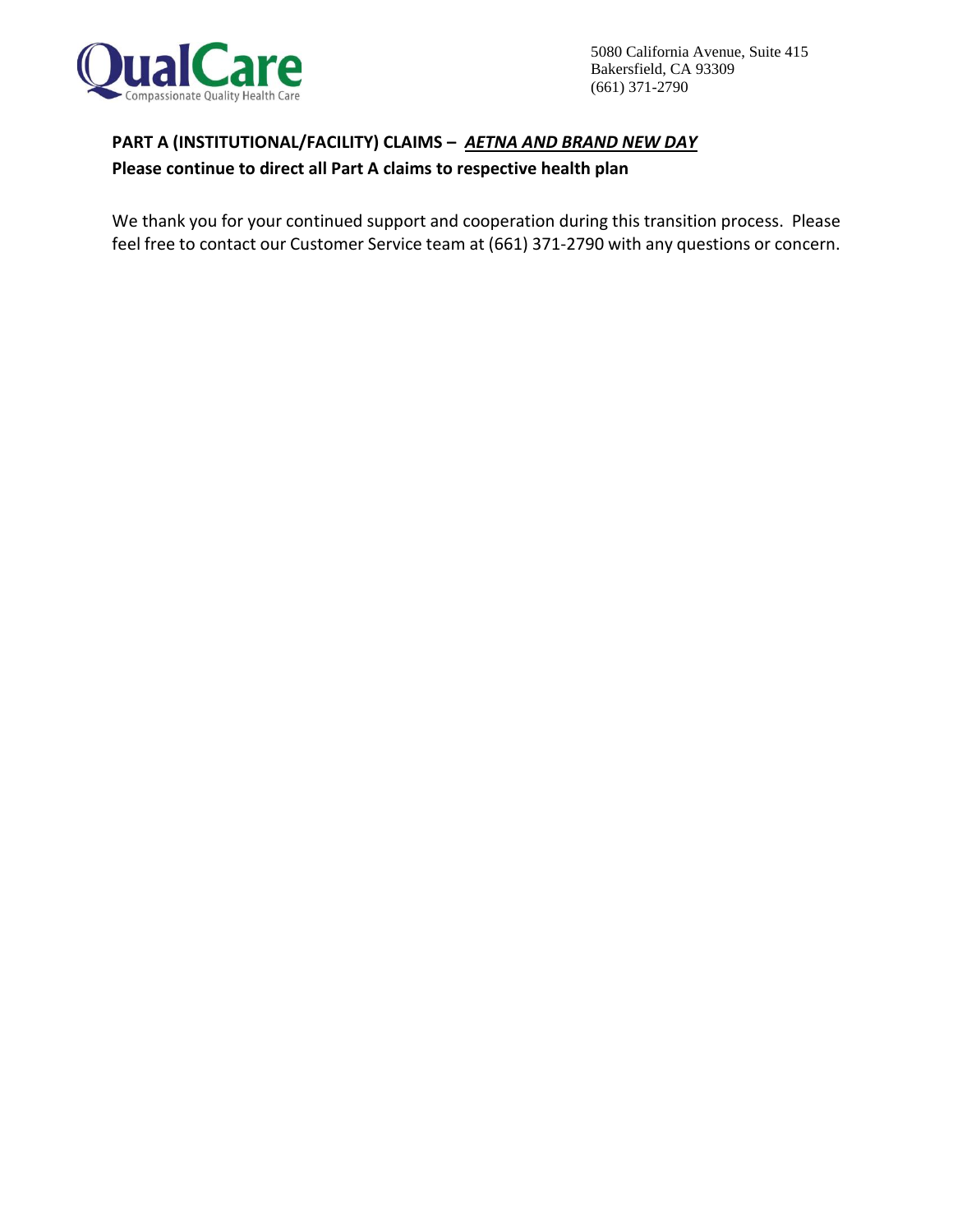**PART A (INSTITUTIONAL/FACILITY) CLAIMS – *AETNA AND BRAND NEW DAY***

**Please continue to direct all Part A claims to respective health plan**

We thank you for your continued support and cooperation during this transition process. Please feel free to contact our Customer Service team at (661) 371-2790 with any questions or concern.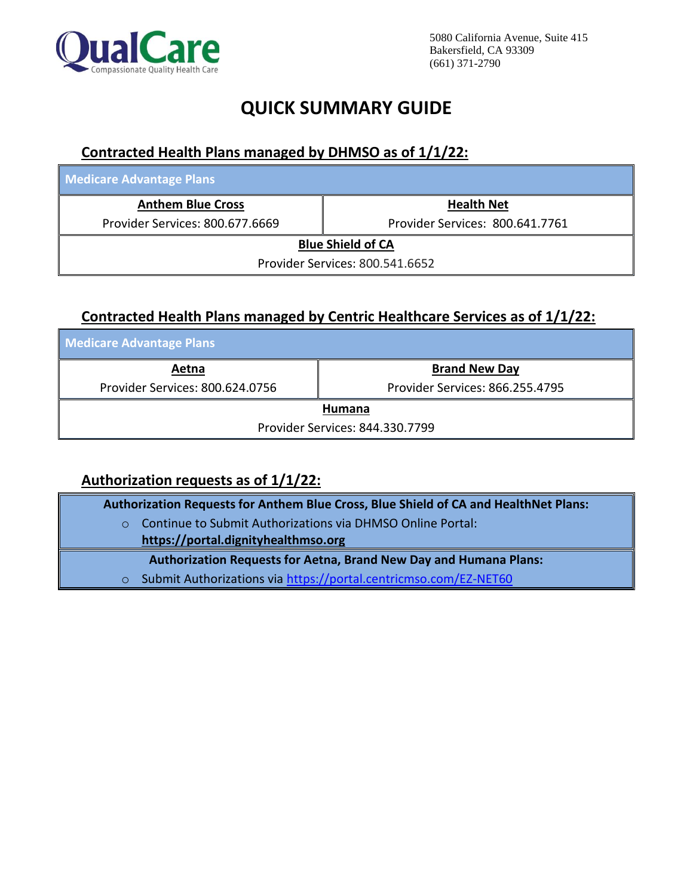QualCare
Compassionate Quality Health Care

5080 California Avenue, Suite 415
Bakersfield, CA 93309
(661) 371-2790

# QUICK SUMMARY GUIDE

## Contracted Health Plans managed by DHMSO as of 1/1/22:

| Medicare Advantage Plans | |
|---|---|
| **Anthem Blue Cross**<br>Provider Services: 800.677.6669 | **Health Net**<br>Provider Services: 800.641.7761 |
| **Blue Shield of CA**<br>Provider Services: 800.541.6652 | |

## Contracted Health Plans managed by Centric Healthcare Services as of 1/1/22:

| Medicare Advantage Plans | |
|---|---|
| **Aetna**<br>Provider Services: 800.624.0756 | **Brand New Day**<br>Provider Services: 866.255.4795 |
| **Humana**<br>Provider Services: 844.330.7799 | |

## Authorization requests as of 1/1/22:

**Authorization Requests for Anthem Blue Cross, Blue Shield of CA and HealthNet Plans:**

- Continue to Submit Authorizations via DHMSO Online Portal: **https://portal.dignityhealthmso.org**

**Authorization Requests for Aetna, Brand New Day and Humana Plans:**

- Submit Authorizations via https://portal.centricmso.com/EZ-NET60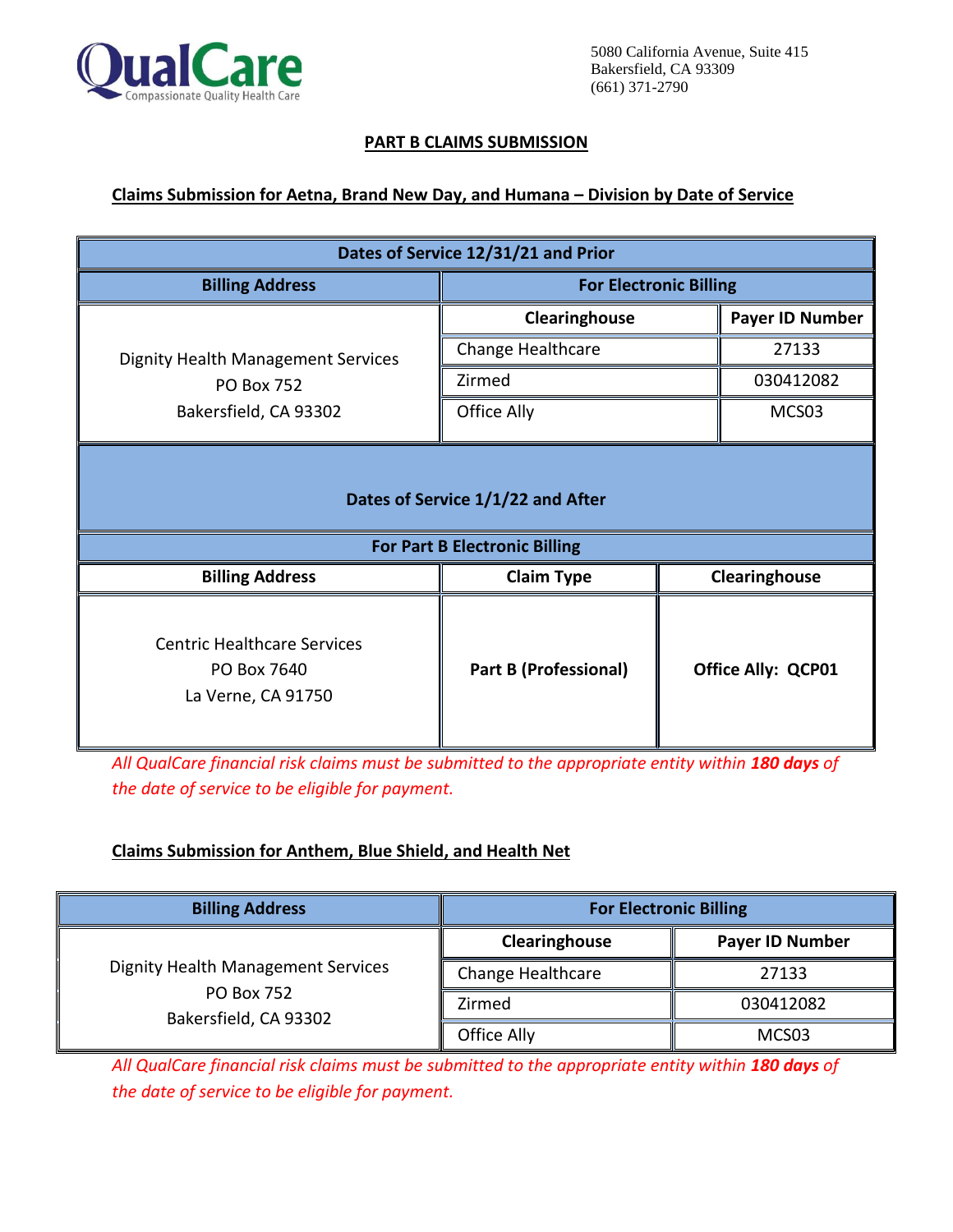QualCare
Compassionate Quality Health Care

5080 California Avenue, Suite 415
Bakersfield, CA 93309
(661) 371-2790

## PART B CLAIMS SUBMISSION

### Claims Submission for Aetna, Brand New Day, and Humana – Division by Date of Service

| Dates of Service 12/31/21 and Prior | | |
|---|---|---|
| **Billing Address** | **For Electronic Billing** | |
| | **Clearinghouse** | **Payer ID Number** |
| Dignity Health Management Services<br>PO Box 752<br>Bakersfield, CA 93302 | Change Healthcare | 27133 |
| | Zirmed | 030412082 |
| | Office Ally | MCS03 |
| **Dates of Service 1/1/22 and After** | | |
| **For Part B Electronic Billing** | | |
| **Billing Address** | **Claim Type** | **Clearinghouse** |
| Centric Healthcare Services<br>PO Box 7640<br>La Verne, CA 91750 | **Part B (Professional)** | **Office Ally: QCP01** |

*All QualCare financial risk claims must be submitted to the appropriate entity within* ***180 days*** *of the date of service to be eligible for payment.*

### Claims Submission for Anthem, Blue Shield, and Health Net

| Billing Address | For Electronic Billing | |
|---|---|---|
| | **Clearinghouse** | **Payer ID Number** |
| Dignity Health Management Services<br>PO Box 752<br>Bakersfield, CA 93302 | Change Healthcare | 27133 |
| | Zirmed | 030412082 |
| | Office Ally | MCS03 |

*All QualCare financial risk claims must be submitted to the appropriate entity within* ***180 days*** *of the date of service to be eligible for payment.*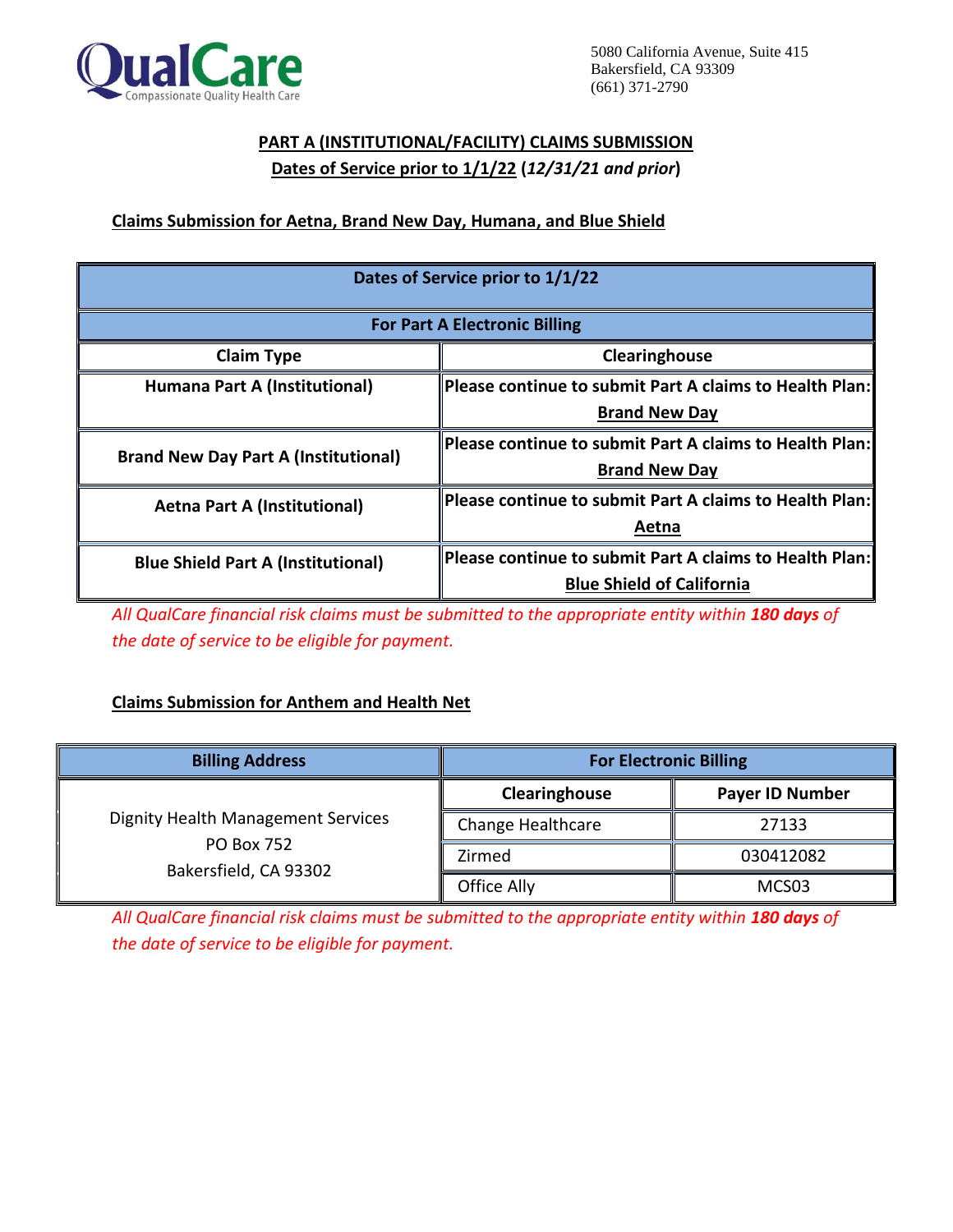QualCare
Compassionate Quality Health Care

5080 California Avenue, Suite 415
Bakersfield, CA 93309
(661) 371-2790

## PART A (INSTITUTIONAL/FACILITY) CLAIMS SUBMISSION

## Dates of Service prior to 1/1/22 (*12/31/21 and prior*)

### Claims Submission for Aetna, Brand New Day, Humana, and Blue Shield

| Dates of Service prior to 1/1/22 | |
|---|---|
| **For Part A Electronic Billing** | |
| **Claim Type** | **Clearinghouse** |
| **Humana Part A (Institutional)** | **Please continue to submit Part A claims to Health Plan: Brand New Day** |
| **Brand New Day Part A (Institutional)** | **Please continue to submit Part A claims to Health Plan: Brand New Day** |
| **Aetna Part A (Institutional)** | **Please continue to submit Part A claims to Health Plan: Aetna** |
| **Blue Shield Part A (Institutional)** | **Please continue to submit Part A claims to Health Plan: Blue Shield of California** |

*All QualCare financial risk claims must be submitted to the appropriate entity within **180 days** of the date of service to be eligible for payment.*

### Claims Submission for Anthem and Health Net

| Billing Address | For Electronic Billing | |
|---|---|---|
| | **Clearinghouse** | **Payer ID Number** |
| Dignity Health Management Services<br>PO Box 752<br>Bakersfield, CA 93302 | Change Healthcare | 27133 |
| | Zirmed | 030412082 |
| | Office Ally | MCS03 |

*All QualCare financial risk claims must be submitted to the appropriate entity within **180 days** of the date of service to be eligible for payment.*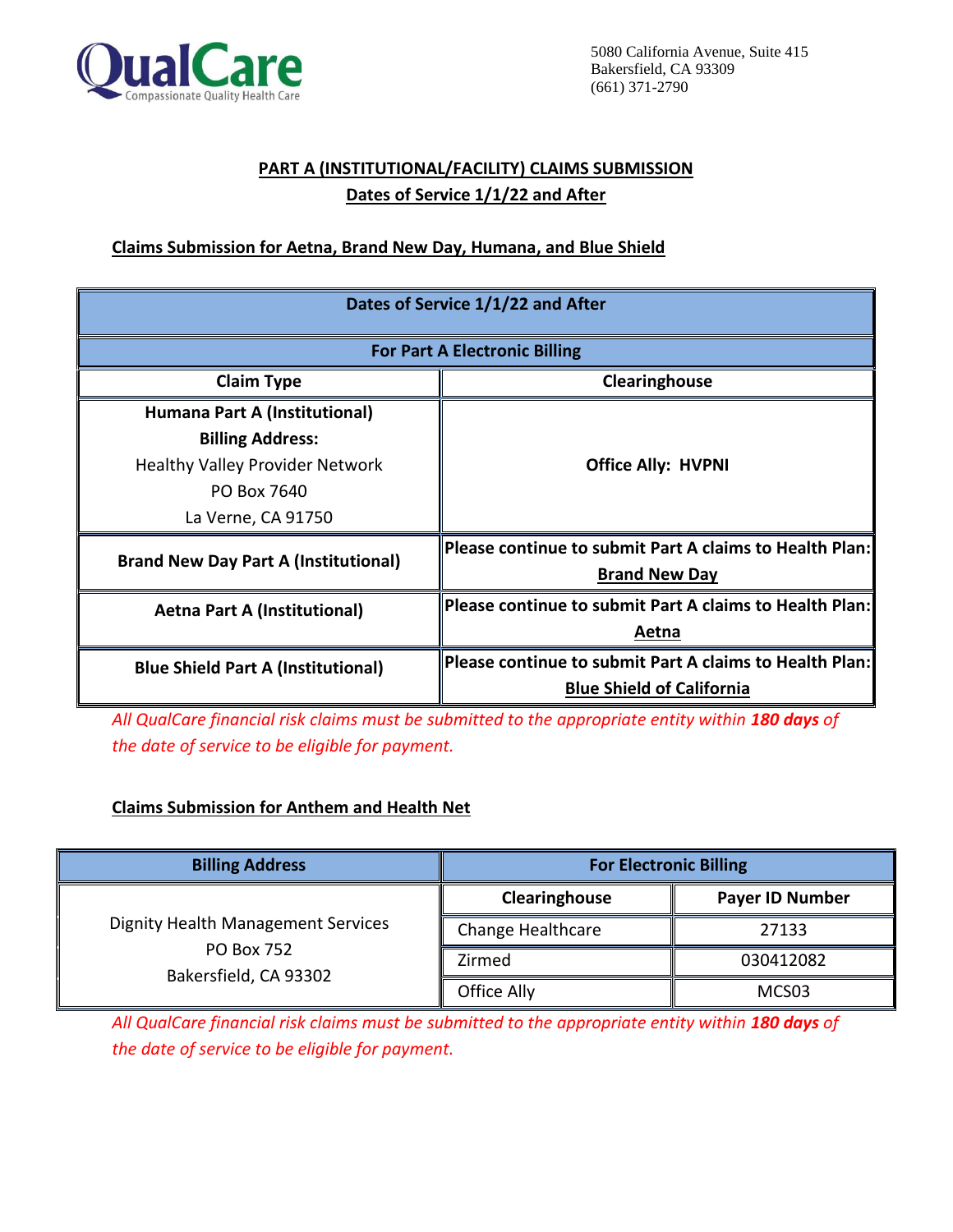QualCare
Compassionate Quality Health Care

5080 California Avenue, Suite 415
Bakersfield, CA 93309
(661) 371-2790

## PART A (INSTITUTIONAL/FACILITY) CLAIMS SUBMISSION

## Dates of Service 1/1/22 and After

### Claims Submission for Aetna, Brand New Day, Humana, and Blue Shield

| Dates of Service 1/1/22 and After | |
|---|---|
| **For Part A Electronic Billing** | |
| **Claim Type** | **Clearinghouse** |
| **Humana Part A (Institutional)**<br>**Billing Address:**<br>Healthy Valley Provider Network<br>PO Box 7640<br>La Verne, CA 91750 | **Office Ally: HVPNI** |
| **Brand New Day Part A (Institutional)** | **Please continue to submit Part A claims to Health Plan: Brand New Day** |
| **Aetna Part A (Institutional)** | **Please continue to submit Part A claims to Health Plan: Aetna** |
| **Blue Shield Part A (Institutional)** | **Please continue to submit Part A claims to Health Plan: Blue Shield of California** |

*All QualCare financial risk claims must be submitted to the appropriate entity within **180 days** of the date of service to be eligible for payment.*

### Claims Submission for Anthem and Health Net

| Billing Address | For Electronic Billing | |
|---|---|---|
| | **Clearinghouse** | **Payer ID Number** |
| Dignity Health Management Services<br>PO Box 752<br>Bakersfield, CA 93302 | Change Healthcare | 27133 |
| | Zirmed | 030412082 |
| | Office Ally | MCS03 |

*All QualCare financial risk claims must be submitted to the appropriate entity within **180 days** of the date of service to be eligible for payment.*